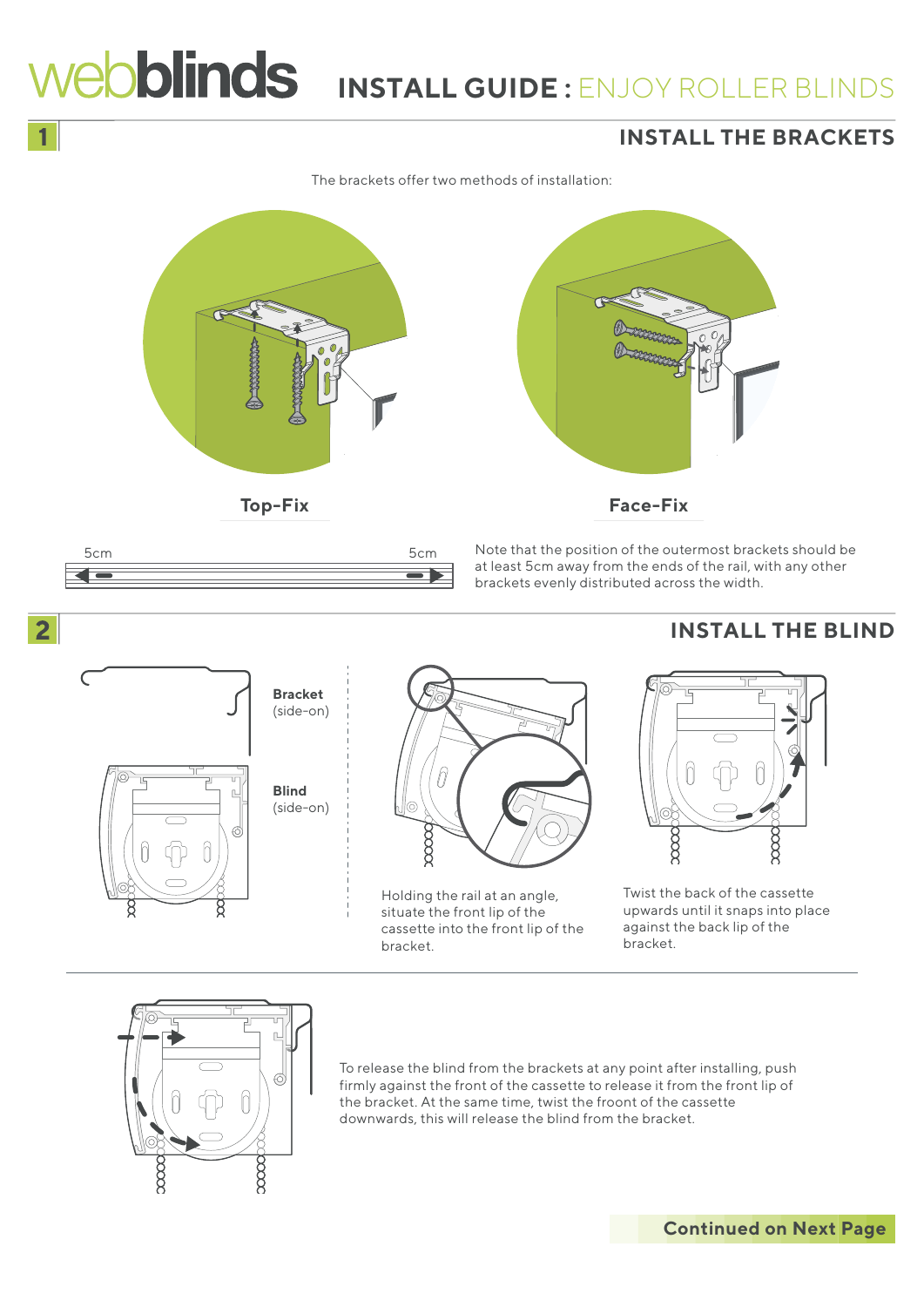# webblinds INSTALL GUIDE : ENJOY ROLLER BLINDS

## 1 INSTALL THE BRACKETS

The brackets offer two methods of installation:

Top-Fix

Face-Fix

5cm 5cm

Note that the position of the outermost brackets should be at least 5cm away from the ends of the rail, with any other brackets evenly distributed across the width.

## 2 INSTALL THE BLIND

**Bracket** (side-on)

**Blind** (side-on)

Holding the rail at an angle, situate the front lip of the cassette into the front lip of the bracket.

Twist the back of the cassette upwards until it snaps into place against the back lip of the bracket.

To release the blind from the brackets at any point after installing, push firmly against the front of the cassette to release it from the front lip of the bracket. At the same time, twist the froont of the cassette downwards, this will release the blind from the bracket.

**Continued on Next Page**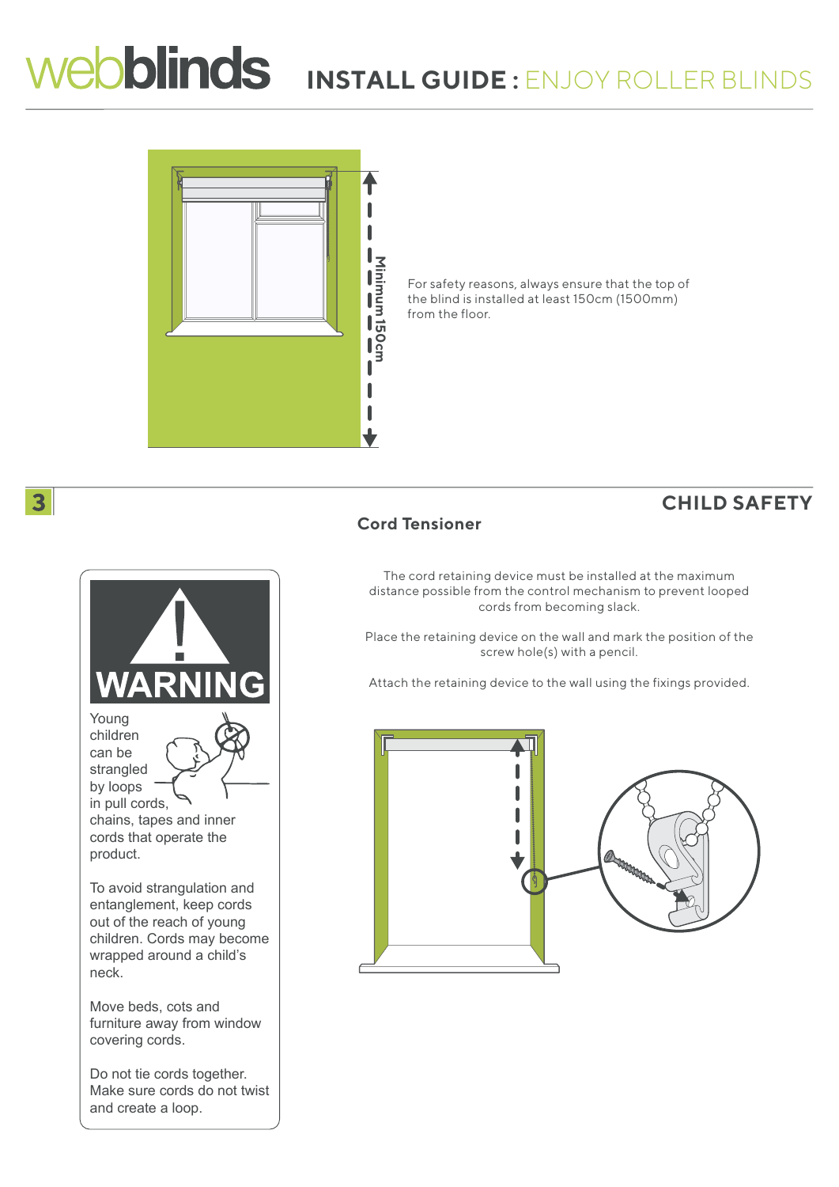# webblinds INSTALL GUIDE : ENJOY ROLLER BLINDS

Minimum 150cm

For safety reasons, always ensure that the top of the blind is installed at least 150cm (1500mm) from the floor.

## 3 CHILD SAFETY

### Cord Tensioner

The cord retaining device must be installed at the maximum distance possible from the control mechanism to prevent looped cords from becoming slack.

Place the retaining device on the wall and mark the position of the screw hole(s) with a pencil.

Attach the retaining device to the wall using the fixings provided.

**WARNING**

Young children can be strangled by loops in pull cords, chains, tapes and inner cords that operate the product.

To avoid strangulation and entanglement, keep cords out of the reach of young children. Cords may become wrapped around a child's neck.

Move beds, cots and furniture away from window covering cords.

Do not tie cords together. Make sure cords do not twist and create a loop.